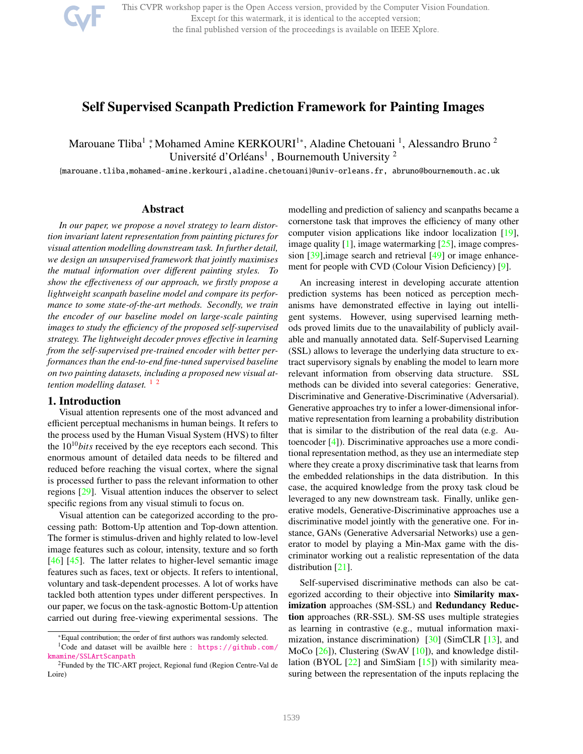# Self Supervised Scanpath Prediction Framework for Painting Images

Marouane Tliba[1] *, Mohamed Amine KERKOURI[1*], Aladine Chetouani [1], Alessandro Bruno [2]
Université d'Orléans[1] , Bournemouth University [2]

{marouane.tliba,mohamed-amine.kerkouri,aladine.chetouani}@univ-orleans.fr, abruno@bournemouth.ac.uk

## Abstract

*In our paper, we propose a novel strategy to learn distortion invariant latent representation from painting pictures for visual attention modelling downstream task. In further detail, we design an unsupervised framework that jointly maximises the mutual information over different painting styles. To show the effectiveness of our approach, we firstly propose a lightweight scanpath baseline model and compare its performance to some state-of-the-art methods. Secondly, we train the encoder of our baseline model on large-scale painting images to study the efficiency of the proposed self-supervised strategy. The lightweight decoder proves effective in learning from the self-supervised pre-trained encoder with better performances than the end-to-end fine-tuned supervised baseline on two painting datasets, including a proposed new visual attention modelling dataset.* [1] [2]

## 1. Introduction

Visual attention represents one of the most advanced and efficient perceptual mechanisms in human beings. It refers to the process used by the Human Visual System (HVS) to filter the $10^{10}$*bits* received by the eye receptors each second. This enormous amount of detailed data needs to be filtered and reduced before reaching the visual cortex, where the signal is processed further to pass the relevant information to other regions [29]. Visual attention induces the observer to select specific regions from any visual stimuli to focus on.

Visual attention can be categorized according to the processing path: Bottom-Up attention and Top-down attention. The former is stimulus-driven and highly related to low-level image features such as colour, intensity, texture and so forth [46] [45]. The latter relates to higher-level semantic image features such as faces, text or objects. It refers to intentional, voluntary and task-dependent processes. A lot of works have tackled both attention types under different perspectives. In our paper, we focus on the task-agnostic Bottom-Up attention carried out during free-viewing experimental sessions. The modelling and prediction of saliency and scanpaths became a cornerstone task that improves the efficiency of many other computer vision applications like indoor localization [19], image quality [1], image watermarking [25], image compression [39],image search and retrieval [49] or image enhancement for people with CVD (Colour Vision Deficiency) [9].

An increasing interest in developing accurate attention prediction systems has been noticed as perception mechanisms have demonstrated effective in laying out intelligent systems. However, using supervised learning methods proved limits due to the unavailability of publicly available and manually annotated data. Self-Supervised Learning (SSL) allows to leverage the underlying data structure to extract supervisory signals by enabling the model to learn more relevant information from observing data structure. SSL methods can be divided into several categories: Generative, Discriminative and Generative-Discriminative (Adversarial). Generative approaches try to infer a lower-dimensional informative representation from learning a probability distribution that is similar to the distribution of the real data (e.g. Autoencoder [4]). Discriminative approaches use a more conditional representation method, as they use an intermediate step where they create a proxy discriminative task that learns from the embedded relationships in the data distribution. In this case, the acquired knowledge from the proxy task cloud be leveraged to any new downstream task. Finally, unlike generative models, Generative-Discriminative approaches use a discriminative model jointly with the generative one. For instance, GANs (Generative Adversarial Networks) use a generator to model by playing a Min-Max game with the discriminator working out a realistic representation of the data distribution [21].

Self-supervised discriminative methods can also be categorized according to their objective into **Similarity maximization** approaches (SM-SSL) and **Redundancy Reduction** approaches (RR-SSL). SM-SS uses multiple strategies as learning in contrastive (e.g., mutual information maximization, instance discrimination) [30] (SimCLR [13], and MoCo [26]), Clustering (SwAV [10]), and knowledge distillation (BYOL [22] and SimSiam [15]) with similarity measuring between the representation of the inputs replacing the

*Equal contribution; the order of first authors was randomly selected.

[1]Code and dataset will be availble here : https://github.com/kmamine/SSLArtScanpath

[2]Funded by the TIC-ART project, Regional fund (Region Centre-Val de Loire)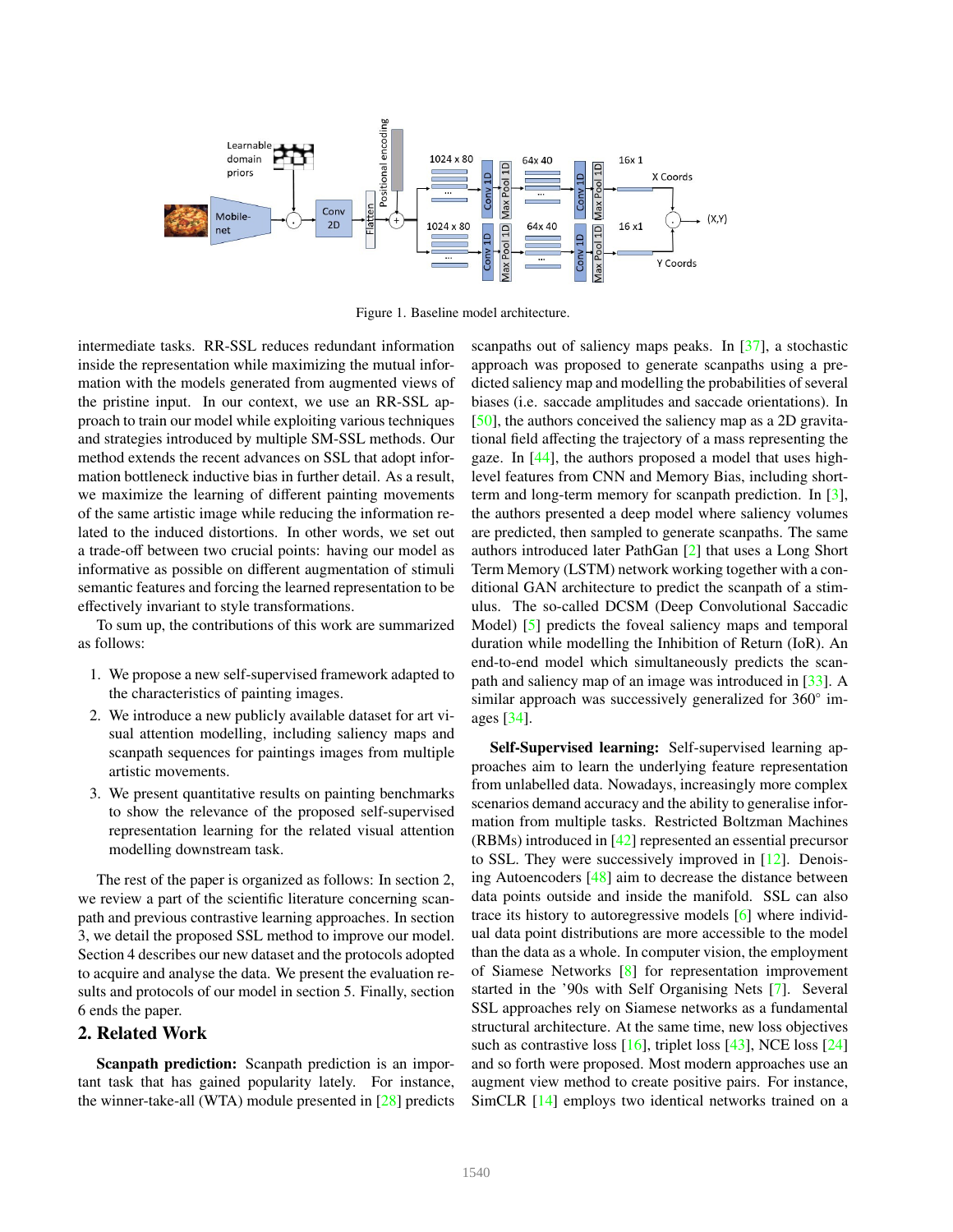Figure 1. Baseline model architecture.

intermediate tasks. RR-SSL reduces redundant information inside the representation while maximizing the mutual information with the models generated from augmented views of the pristine input. In our context, we use an RR-SSL approach to train our model while exploiting various techniques and strategies introduced by multiple SM-SSL methods. Our method extends the recent advances on SSL that adopt information bottleneck inductive bias in further detail. As a result, we maximize the learning of different painting movements of the same artistic image while reducing the information related to the induced distortions. In other words, we set out a trade-off between two crucial points: having our model as informative as possible on different augmentation of stimuli semantic features and forcing the learned representation to be effectively invariant to style transformations.

To sum up, the contributions of this work are summarized as follows:

1. We propose a new self-supervised framework adapted to the characteristics of painting images.
2. We introduce a new publicly available dataset for art visual attention modelling, including saliency maps and scanpath sequences for paintings images from multiple artistic movements.
3. We present quantitative results on painting benchmarks to show the relevance of the proposed self-supervised representation learning for the related visual attention modelling downstream task.

The rest of the paper is organized as follows: In section 2, we review a part of the scientific literature concerning scanpath and previous contrastive learning approaches. In section 3, we detail the proposed SSL method to improve our model. Section 4 describes our new dataset and the protocols adopted to acquire and analyse the data. We present the evaluation results and protocols of our model in section 5. Finally, section 6 ends the paper.

## 2. Related Work

**Scanpath prediction:** Scanpath prediction is an important task that has gained popularity lately. For instance, the winner-take-all (WTA) module presented in [28] predicts scanpaths out of saliency maps peaks. In [37], a stochastic approach was proposed to generate scanpaths using a predicted saliency map and modelling the probabilities of several biases (i.e. saccade amplitudes and saccade orientations). In [50], the authors conceived the saliency map as a 2D gravitational field affecting the trajectory of a mass representing the gaze. In [44], the authors proposed a model that uses high-level features from CNN and Memory Bias, including short-term and long-term memory for scanpath prediction. In [3], the authors presented a deep model where saliency volumes are predicted, then sampled to generate scanpaths. The same authors introduced later PathGan [2] that uses a Long Short Term Memory (LSTM) network working together with a conditional GAN architecture to predict the scanpath of a stimulus. The so-called DCSM (Deep Convolutional Saccadic Model) [5] predicts the foveal saliency maps and temporal duration while modelling the Inhibition of Return (IoR). An end-to-end model which simultaneously predicts the scanpath and saliency map of an image was introduced in [33]. A similar approach was successively generalized for 360° images [34].

**Self-Supervised learning:** Self-supervised learning approaches aim to learn the underlying feature representation from unlabelled data. Nowadays, increasingly more complex scenarios demand accuracy and the ability to generalise information from multiple tasks. Restricted Boltzman Machines (RBMs) introduced in [42] represented an essential precursor to SSL. They were successively improved in [12]. Denoising Autoencoders [48] aim to decrease the distance between data points outside and inside the manifold. SSL can also trace its history to autoregressive models [6] where individual data point distributions are more accessible to the model than the data as a whole. In computer vision, the employment of Siamese Networks [8] for representation improvement started in the '90s with Self Organising Nets [7]. Several SSL approaches rely on Siamese networks as a fundamental structural architecture. At the same time, new loss objectives such as contrastive loss [16], triplet loss [43], NCE loss [24] and so forth were proposed. Most modern approaches use an augment view method to create positive pairs. For instance, SimCLR [14] employs two identical networks trained on a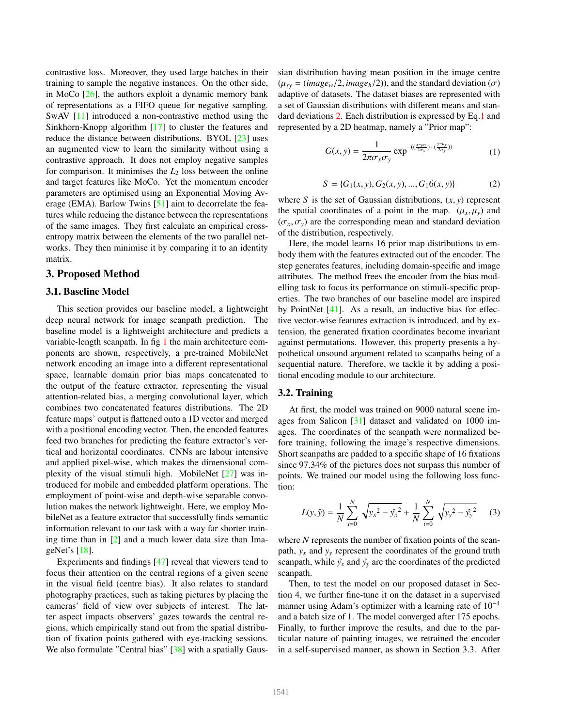contrastive loss. Moreover, they used large batches in their training to sample the negative instances. On the other side, in MoCo [26], the authors exploit a dynamic memory bank of representations as a FIFO queue for negative sampling. SwAV [11] introduced a non-contrastive method using the Sinkhorn-Knopp algorithm [17] to cluster the features and reduce the distance between distributions. BYOL [23] uses an augmented view to learn the similarity without using a contrastive approach. It does not employ negative samples for comparison. It minimises the $L_2$ loss between the online and target features like MoCo. Yet the momentum encoder parameters are optimised using an Exponential Moving Average (EMA). Barlow Twins [51] aim to decorrelate the features while reducing the distance between the representations of the same images. They first calculate an empirical cross-entropy matrix between the elements of the two parallel networks. They then minimise it by comparing it to an identity matrix.

## 3. Proposed Method

### 3.1. Baseline Model

This section provides our baseline model, a lightweight deep neural network for image scanpath prediction. The baseline model is a lightweight architecture and predicts a variable-length scanpath. In fig 1 the main architecture components are shown, respectively, a pre-trained MobileNet network encoding an image into a different representational space, learnable domain prior bias maps concatenated to the output of the feature extractor, representing the visual attention-related bias, a merging convolutional layer, which combines two concatenated features distributions. The 2D feature maps' output is flattened onto a 1D vector and merged with a positional encoding vector. Then, the encoded features feed two branches for predicting the feature extractor's vertical and horizontal coordinates. CNNs are labour intensive and applied pixel-wise, which makes the dimensional complexity of the visual stimuli high. MobileNet [27] was introduced for mobile and embedded platform operations. The employment of point-wise and depth-wise separable convolution makes the network lightweight. Here, we employ MobileNet as a feature extractor that successfully finds semantic information relevant to our task with a way far shorter training time than in [2] and a much lower data size than ImageNet's [18].

Experiments and findings [47] reveal that viewers tend to focus their attention on the central regions of a given scene in the visual field (centre bias). It also relates to standard photography practices, such as taking pictures by placing the cameras' field of view over subjects of interest. The latter aspect impacts observers' gazes towards the central regions, which empirically stand out from the spatial distribution of fixation points gathered with eye-tracking sessions. We also formulate "Central bias" [38] with a spatially Gaussian distribution having mean position in the image centre ($\mu_{xy} = (image_w/2, image_h/2)$), and the standard deviation ($\sigma$) adaptive of datasets. The dataset biases are represented with a set of Gaussian distributions with different means and standard deviations 2. Each distribution is expressed by Eq.1 and represented by a 2D heatmap, namely a "Prior map":

$$G(x, y) = \frac{1}{2\pi\sigma_x\sigma_y} \exp^{-((\frac{x-\mu_x}{2\sigma_x})+(\frac{y-\mu_y}{2\sigma_y}))} \tag{1}$$

$$S = \{G_1(x, y), G_2(x, y), ..., G_16(x, y)\} \tag{2}$$

where $S$ is the set of Gaussian distributions, $(x, y)$ represent the spatial coordinates of a point in the map. $(\mu_x, \mu_y)$ and $(\sigma_x, \sigma_y)$ are the corresponding mean and standard deviation of the distribution, respectively.

Here, the model learns 16 prior map distributions to embody them with the features extracted out of the encoder. The step generates features, including domain-specific and image attributes. The method frees the encoder from the bias modelling task to focus its performance on stimuli-specific properties. The two branches of our baseline model are inspired by PointNet [41]. As a result, an inductive bias for effective vector-wise features extraction is introduced, and by extension, the generated fixation coordinates become invariant against permutations. However, this property presents a hypothetical unsound argument related to scanpaths being of a sequential nature. Therefore, we tackle it by adding a positional encoding module to our architecture.

### 3.2. Training

At first, the model was trained on 9000 natural scene images from Salicon [31] dataset and validated on 1000 images. The coordinates of the scanpath were normalized before training, following the image's respective dimensions. Short scanpaths are padded to a specific shape of 16 fixations since 97.34% of the pictures does not surpass this number of points. We trained our model using the following loss function:

$$L(y, \hat{y}) = \frac{1}{N}\sum_{i=0}^{N}\sqrt{{y_x}^2 - \hat{y_x}^2} + \frac{1}{N}\sum_{i=0}^{N}\sqrt{{y_y}^2 - \hat{y_y}^2} \tag{3}$$

where $N$ represents the number of fixation points of the scanpath, $y_x$ and $y_y$ represent the coordinates of the ground truth scanpath, while $\hat{y_x}$ and $\hat{y_y}$ are the coordinates of the predicted scanpath.

Then, to test the model on our proposed dataset in Section 4, we further fine-tune it on the dataset in a supervised manner using Adam's optimizer with a learning rate of $10^{-4}$ and a batch size of 1. The model converged after 175 epochs. Finally, to further improve the results, and due to the particular nature of painting images, we retrained the encoder in a self-supervised manner, as shown in Section 3.3. After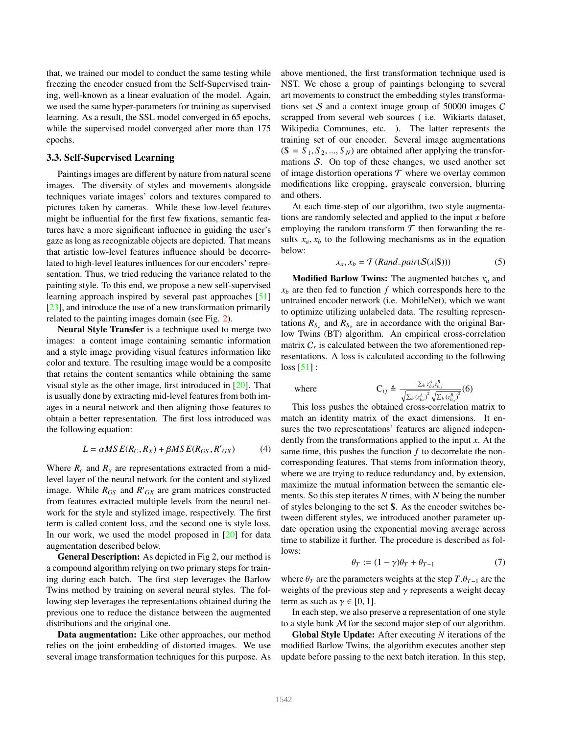that, we trained our model to conduct the same testing while freezing the encoder ensued from the Self-Supervised training, well-known as a linear evaluation of the model. Again, we used the same hyper-parameters for training as supervised learning. As a result, the SSL model converged in 65 epochs, while the supervised model converged after more than 175 epochs.

### 3.3. Self-Supervised Learning

Paintings images are different by nature from natural scene images. The diversity of styles and movements alongside techniques variate images' colors and textures compared to pictures taken by cameras. While these low-level features might be influential for the first few fixations, semantic features have a more significant influence in guiding the user's gaze as long as recognizable objects are depicted. That means that artistic low-level features influence should be decorrelated to high-level features influences for our encoders' representation. Thus, we tried reducing the variance related to the painting style. To this end, we propose a new self-supervised learning approach inspired by several past approaches [51] [23], and introduce the use of a new transformation primarily related to the painting images domain (see Fig. 2).

**Neural Style Transfer** is a technique used to merge two images: a content image containing semantic information and a style image providing visual features information like color and texture. The resulting image would be a composite that retains the content semantics while obtaining the same visual style as the other image, first introduced in [20]. That is usually done by extracting mid-level features from both images in a neural network and then aligning those features to obtain a better representation. The first loss introduced was the following equation:

$$L = \alpha MSE(R_C, R_X) + \beta MSE(R_{GS}, R'_{GX}) \tag{4}$$

Where $R_c$ and $R_x$ are representations extracted from a mid-level layer of the neural network for the content and stylized image. While $R_{GS}$ and $R'_{GX}$ are gram matrices constructed from features extracted multiple levels from the neural network for the style and stylized image, respectively. The first term is called content loss, and the second one is style loss. In our work, we used the model proposed in [20] for data augmentation described below.

**General Description:** As depicted in Fig 2, our method is a compound algorithm relying on two primary steps for training during each batch. The first step leverages the Barlow Twins method by training on several neural styles. The following step leverages the representations obtained during the previous one to reduce the distance between the augmented distributions and the original one.

**Data augmentation:** Like other approaches, our method relies on the joint embedding of distorted images. We use several image transformation techniques for this purpose. As above mentioned, the first transformation technique used is NST. We chose a group of paintings belonging to several art movements to construct the embedding styles transformations set $\mathcal{S}$ and a context image group of 50000 images $C$ scrapped from several web sources ( i.e. Wikiarts dataset, Wikipedia Communes, etc. ). The latter represents the training set of our encoder. Several image augmentations ($\mathbb{S} = S_1, S_2, ..., S_N$) are obtained after applying the transformations $\mathcal{S}$. On top of these changes, we used another set of image distortion operations $\mathcal{T}$ where we overlay common modifications like cropping, grayscale conversion, blurring and others.

At each time-step of our algorithm, two style augmentations are randomly selected and applied to the input $x$ before employing the random transform $\mathcal{T}$ then forwarding the results $x_a, x_b$ to the following mechanisms as in the equation below:

$$x_a, x_b = \mathcal{T}(Rand\_pair(\mathcal{S}(x|\mathbb{S}))) \tag{5}$$

**Modified Barlow Twins:** The augmented batches $x_a$ and $x_b$ are then fed to function $f$ which corresponds here to the untrained encoder network (i.e. MobileNet), which we want to optimize utilizing unlabeled data. The resulting representations $R_{S_a}$ and $R_{S_b}$ are in accordance with the original Barlow Twins (BT) algorithm. An empirical cross-correlation matrix $C_r$ is calculated between the two aforementioned representations. A loss is calculated according to the following loss [51] :

where $$\mathrm{C}_{ij} \triangleq \frac{\sum_b z^A_{b,i} z^B_{b,j}}{\sqrt{\sum_b \left(z^A_{b,i}\right)^2} \sqrt{\sum_b \left(z^B_{b,j}\right)^2}} \tag{6}$$

This loss pushes the obtained cross-correlation matrix to match an identity matrix of the exact dimensions. It ensures the two representations' features are aligned independently from the transformations applied to the input $x$. At the same time, this pushes the function $f$ to decorrelate the non-corresponding features. That stems from information theory, where we are trying to reduce redundancy and, by extension, maximize the mutual information between the semantic elements. So this step iterates $N$ times, with $N$ being the number of styles belonging to the set $\mathbb{S}$. As the encoder switches between different styles, we introduced another parameter update operation using the exponential moving average across time to stabilize it further. The procedure is described as follows:

$$\theta_T := (1 - \gamma)\theta_T + \theta_{T-1} \tag{7}$$

where $\theta_T$ are the parameters weights at the step $T$.$\theta_{T-1}$ are the weights of the previous step and $\gamma$ represents a weight decay term as such as $\gamma \in [0, 1]$.

In each step, we also preserve a representation of one style to a style bank $\mathcal{M}$ for the second major step of our algorithm.

**Global Style Update:** After executing $N$ iterations of the modified Barlow Twins, the algorithm executes another step update before passing to the next batch iteration. In this step,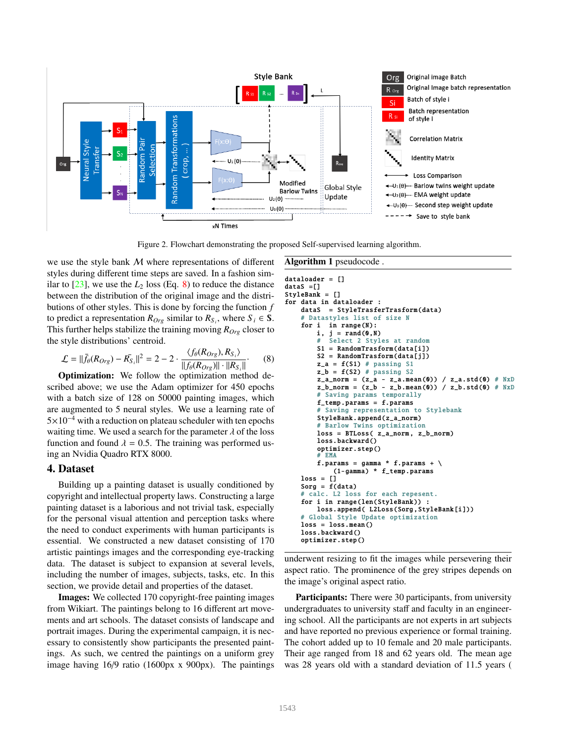Figure 2. Flowchart demonstrating the proposed Self-supervised learning algorithm.

we use the style bank $\mathcal{M}$ where representations of different styles during different time steps are saved. In a fashion similar to [23], we use the $L_2$ loss (Eq. 8) to reduce the distance between the distribution of the original image and the distributions of other styles. This is done by forcing the function $f$ to predict a representation $R_{Org}$ similar to $R_{S_i}$, where $S_i \in \mathbb{S}$. This further helps stabilize the training moving $R_{Org}$ closer to the style distributions' centroid.

$$\mathcal{L} = \|\bar{f}_\theta(R_{Org}) - \bar{R_{S_i}}\|^2 = 2 - 2 \cdot \frac{\langle f_\theta(R_{Org}), R_{S_i} \rangle}{\|f_\theta(R_{Org})\| \cdot \|R_{S_i}\|}. \quad (8)$$

**Optimization:** We follow the optimization method described above; we use the Adam optimizer for 450 epochs with a batch size of 128 on 50000 painting images, which are augmented to 5 neural styles. We use a learning rate of $5{\times}10^{-4}$ with a reduction on plateau scheduler with ten epochs waiting time. We used a search for the parameter $\lambda$ of the loss function and found $\lambda = 0.5$. The training was performed using an Nvidia Quadro RTX 8000.

## 4. Dataset

Building up a painting dataset is usually conditioned by copyright and intellectual property laws. Constructing a large painting dataset is a laborious and not trivial task, especially for the personal visual attention and perception tasks where the need to conduct experiments with human participants is essential. We constructed a new dataset consisting of 170 artistic paintings images and the corresponding eye-tracking data. The dataset is subject to expansion at several levels, including the number of images, subjects, tasks, etc. In this section, we provide detail and properties of the dataset.

**Images:** We collected 170 copyright-free painting images from Wikiart. The paintings belong to 16 different art movements and art schools. The dataset consists of landscape and portrait images. During the experimental campaign, it is necessary to consistently show participants the presented paintings. As such, we centred the paintings on a uniform grey image having 16/9 ratio (1600px x 900px). The paintings underwent resizing to fit the images while persevering their aspect ratio. The prominence of the grey stripes depends on the image's original aspect ratio.

**Algorithm 1** pseudocode .

```
dataloader = []
dataS =[]
StyleBank = []
for data in dataloader :
    dataS  = StyleTrasferTrasform(data)
    # Datastyles list of size N
    for i  in range(N):
        i, j = rand(0,N)
        #  Select 2 Styles at random
        S1 = RandomTransform(data[i])
        S2 = RandomTransform(data[j])
        z_a = f(S1) # passing S1
        z_b = f(S2) # passing S2
        z_a_norm = (z_a - z_a.mean(0)) / z_a.std(0) # NxD
        z_b_norm = (z_b - z_b.mean(0)) / z_b.std(0) # NxD
        # Saving params temporally
        f_temp.params = f.params
        # Saving representation to Stylebank
        StyleBank.append(z_a_norm)
        # Barlow Twins optimization
        loss = BTLoss( z_a_norm, z_b_norm)
        loss.backward()
        optimizer.step()
        # EMA
        f.params = gamma * f.params + \
            (1-gamma) * f_temp.params
    loss = []
    Sorg = f(data)
    # calc. L2 loss for each repesent.
    for i in range(len(StyleBank)) :
        loss.append( L2Loss(Sorg,StyleBank[i]))
    # Global Style Update optimization
    loss = loss.mean()
    loss.backward()
    optimizer.step()
```

**Participants:** There were 30 participants, from university undergraduates to university staff and faculty in an engineering school. All the participants are not experts in art subjects and have reported no previous experience or formal training. The cohort added up to 10 female and 20 male participants. Their age ranged from 18 and 62 years old. The mean age was 28 years old with a standard deviation of 11.5 years (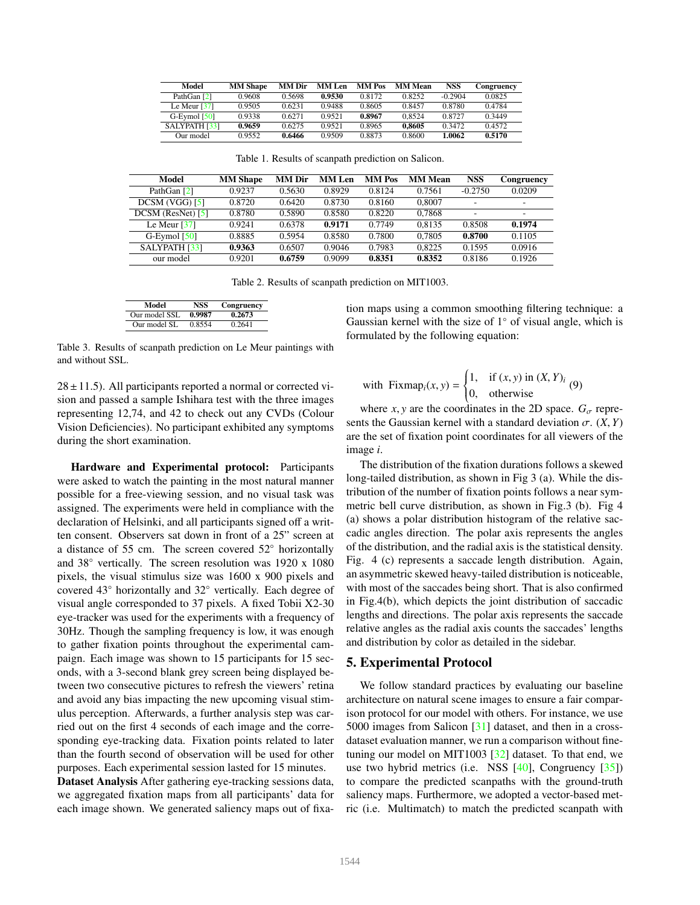| Model | MM Shape | MM Dir | MM Len | MM Pos | MM Mean | NSS | Congruency |
|---|---|---|---|---|---|---|---|
| PathGan [2] | 0.9608 | 0.5698 | **0.9530** | 0.8172 | 0.8252 | -0.2904 | 0.0825 |
| Le Meur [37] | 0.9505 | 0.6231 | 0.9488 | 0.8605 | 0.8457 | 0.8780 | 0.4784 |
| G-Eymol [50] | 0.9338 | 0.6271 | 0.9521 | **0.8967** | 0.8524 | 0.8727 | 0.3449 |
| SALYPATH [33] | **0.9659** | 0.6275 | 0.9521 | 0.8965 | **0.8605** | 0.3472 | 0.4572 |
| Our model | 0.9552 | **0.6466** | 0.9509 | 0.8873 | 0.8600 | **1.0062** | **0.5170** |

Table 1. Results of scanpath prediction on Salicon.

| Model | MM Shape | MM Dir | MM Len | MM Pos | MM Mean | NSS | Congruency |
|---|---|---|---|---|---|---|---|
| PathGan [2] | 0.9237 | 0.5630 | 0.8929 | 0.8124 | 0.7561 | -0.2750 | 0.0209 |
| DCSM (VGG) [5] | 0.8720 | 0.6420 | 0.8730 | 0.8160 | 0,8007 | - | - |
| DCSM (ResNet) [5] | 0.8780 | 0.5890 | 0.8580 | 0.8220 | 0,7868 | - | - |
| Le Meur [37] | 0.9241 | 0.6378 | **0.9171** | 0.7749 | 0,8135 | 0.8508 | **0.1974** |
| G-Eymol [50] | 0.8885 | 0.5954 | 0.8580 | 0.7800 | 0,7805 | **0.8700** | 0.1105 |
| SALYPATH [33] | **0.9363** | 0.6507 | 0.9046 | 0.7983 | 0,8225 | 0.1595 | 0.0916 |
| our model | 0.9201 | **0.6759** | 0.9099 | **0.8351** | **0.8352** | 0.8186 | 0.1926 |

Table 2. Results of scanpath prediction on MIT1003.

| Model | NSS | Congruency |
|---|---|---|
| Our model SSL | **0.9987** | **0.2673** |
| Our model SL | 0.8554 | 0.2641 |

Table 3. Results of scanpath prediction on Le Meur paintings with and without SSL.

$28 \pm 11.5$). All participants reported a normal or corrected vision and passed a sample Ishihara test with the three images representing 12,74, and 42 to check out any CVDs (Colour Vision Deficiencies). No participant exhibited any symptoms during the short examination.

**Hardware and Experimental protocol:** Participants were asked to watch the painting in the most natural manner possible for a free-viewing session, and no visual task was assigned. The experiments were held in compliance with the declaration of Helsinki, and all participants signed off a written consent. Observers sat down in front of a 25" screen at a distance of 55 cm. The screen covered 52° horizontally and 38° vertically. The screen resolution was 1920 x 1080 pixels, the visual stimulus size was 1600 x 900 pixels and covered 43° horizontally and 32° vertically. Each degree of visual angle corresponded to 37 pixels. A fixed Tobii X2-30 eye-tracker was used for the experiments with a frequency of 30Hz. Though the sampling frequency is low, it was enough to gather fixation points throughout the experimental campaign. Each image was shown to 15 participants for 15 seconds, with a 3-second blank grey screen being displayed between two consecutive pictures to refresh the viewers' retina and avoid any bias impacting the new upcoming visual stimulus perception. Afterwards, a further analysis step was carried out on the first 4 seconds of each image and the corresponding eye-tracking data. Fixation points related to later than the fourth second of observation will be used for other purposes. Each experimental session lasted for 15 minutes.

**Dataset Analysis** After gathering eye-tracking sessions data, we aggregated fixation maps from all participants' data for each image shown. We generated saliency maps out of fixation maps using a common smoothing filtering technique: a Gaussian kernel with the size of 1° of visual angle, which is formulated by the following equation:

$$\text{with } \text{Fixmap}_i(x, y) = \begin{cases} 1, & \text{if } (x, y) \text{ in } (X, Y)_i \\ 0, & \text{otherwise} \end{cases} \quad (9)$$

where $x, y$ are the coordinates in the 2D space. $G_\sigma$ represents the Gaussian kernel with a standard deviation $\sigma$. $(X, Y)$ are the set of fixation point coordinates for all viewers of the image $i$.

The distribution of the fixation durations follows a skewed long-tailed distribution, as shown in Fig 3 (a). While the distribution of the number of fixation points follows a near symmetric bell curve distribution, as shown in Fig.3 (b). Fig 4 (a) shows a polar distribution histogram of the relative saccadic angles direction. The polar axis represents the angles of the distribution, and the radial axis is the statistical density. Fig. 4 (c) represents a saccade length distribution. Again, an asymmetric skewed heavy-tailed distribution is noticeable, with most of the saccades being short. That is also confirmed in Fig.4(b), which depicts the joint distribution of saccadic lengths and directions. The polar axis represents the saccade relative angles as the radial axis counts the saccades' lengths and distribution by color as detailed in the sidebar.

## 5. Experimental Protocol

We follow standard practices by evaluating our baseline architecture on natural scene images to ensure a fair comparison protocol for our model with others. For instance, we use 5000 images from Salicon [31] dataset, and then in a cross-dataset evaluation manner, we run a comparison without fine-tuning our model on MIT1003 [32] dataset. To that end, we use two hybrid metrics (i.e. NSS [40], Congruency [35]) to compare the predicted scanpaths with the ground-truth saliency maps. Furthermore, we adopted a vector-based metric (i.e. Multimatch) to match the predicted scanpath with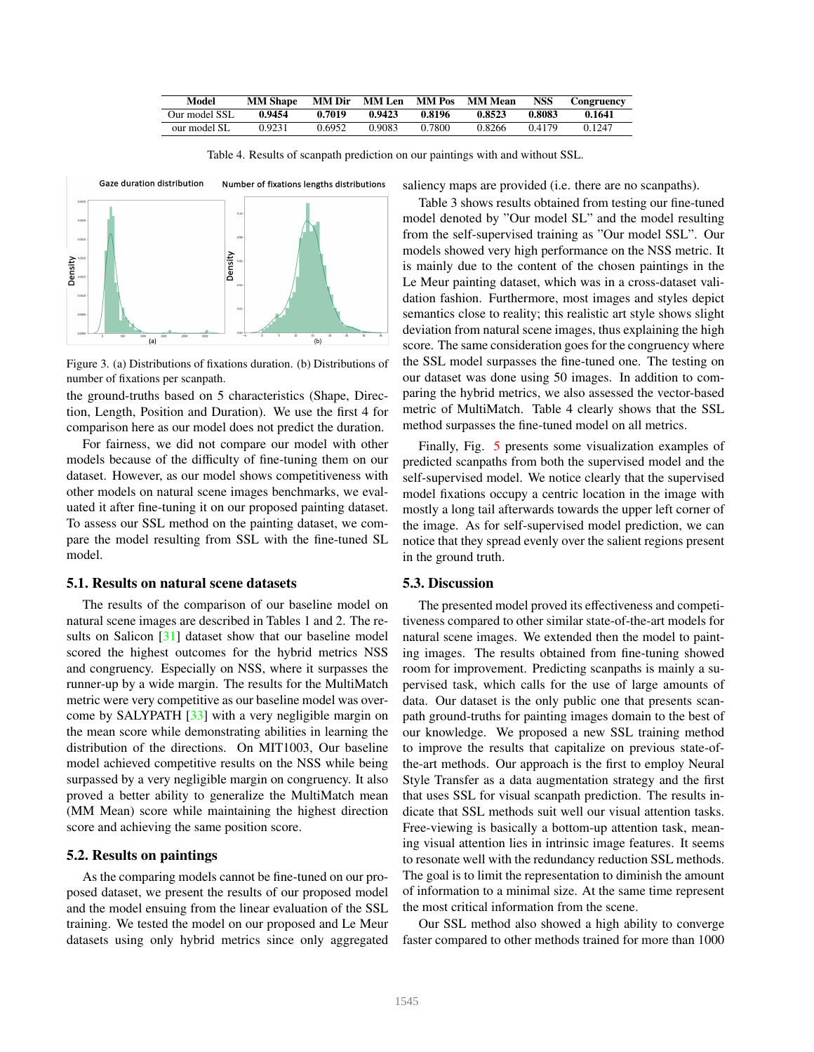| Model | MM Shape | MM Dir | MM Len | MM Pos | MM Mean | NSS | Congruency |
|---|---|---|---|---|---|---|---|
| Our model SSL | **0.9454** | **0.7019** | **0.9423** | **0.8196** | **0.8523** | **0.8083** | **0.1641** |
| our model SL | 0.9231 | 0.6952 | 0.9083 | 0.7800 | 0.8266 | 0.4179 | 0.1247 |

Table 4. Results of scanpath prediction on our paintings with and without SSL.

Figure 3. (a) Distributions of fixations duration. (b) Distributions of number of fixations per scanpath.

the ground-truths based on 5 characteristics (Shape, Direction, Length, Position and Duration). We use the first 4 for comparison here as our model does not predict the duration.

For fairness, we did not compare our model with other models because of the difficulty of fine-tuning them on our dataset. However, as our model shows competitiveness with other models on natural scene images benchmarks, we evaluated it after fine-tuning it on our proposed painting dataset. To assess our SSL method on the painting dataset, we compare the model resulting from SSL with the fine-tuned SL model.

### 5.1. Results on natural scene datasets

The results of the comparison of our baseline model on natural scene images are described in Tables 1 and 2. The results on Salicon [31] dataset show that our baseline model scored the highest outcomes for the hybrid metrics NSS and congruency. Especially on NSS, where it surpasses the runner-up by a wide margin. The results for the MultiMatch metric were very competitive as our baseline model was overcome by SALYPATH [33] with a very negligible margin on the mean score while demonstrating abilities in learning the distribution of the directions. On MIT1003, Our baseline model achieved competitive results on the NSS while being surpassed by a very negligible margin on congruency. It also proved a better ability to generalize the MultiMatch mean (MM Mean) score while maintaining the highest direction score and achieving the same position score.

### 5.2. Results on paintings

As the comparing models cannot be fine-tuned on our proposed dataset, we present the results of our proposed model and the model ensuing from the linear evaluation of the SSL training. We tested the model on our proposed and Le Meur datasets using only hybrid metrics since only aggregated saliency maps are provided (i.e. there are no scanpaths).

Table 3 shows results obtained from testing our fine-tuned model denoted by "Our model SL" and the model resulting from the self-supervised training as "Our model SSL". Our models showed very high performance on the NSS metric. It is mainly due to the content of the chosen paintings in the Le Meur painting dataset, which was in a cross-dataset validation fashion. Furthermore, most images and styles depict semantics close to reality; this realistic art style shows slight deviation from natural scene images, thus explaining the high score. The same consideration goes for the congruency where the SSL model surpasses the fine-tuned one. The testing on our dataset was done using 50 images. In addition to comparing the hybrid metrics, we also assessed the vector-based metric of MultiMatch. Table 4 clearly shows that the SSL method surpasses the fine-tuned model on all metrics.

Finally, Fig. 5 presents some visualization examples of predicted scanpaths from both the supervised model and the self-supervised model. We notice clearly that the supervised model fixations occupy a centric location in the image with mostly a long tail afterwards towards the upper left corner of the image. As for self-supervised model prediction, we can notice that they spread evenly over the salient regions present in the ground truth.

### 5.3. Discussion

The presented model proved its effectiveness and competitiveness compared to other similar state-of-the-art models for natural scene images. We extended then the model to painting images. The results obtained from fine-tuning showed room for improvement. Predicting scanpaths is mainly a supervised task, which calls for the use of large amounts of data. Our dataset is the only public one that presents scanpath ground-truths for painting images domain to the best of our knowledge. We proposed a new SSL training method to improve the results that capitalize on previous state-of-the-art methods. Our approach is the first to employ Neural Style Transfer as a data augmentation strategy and the first that uses SSL for visual scanpath prediction. The results indicate that SSL methods suit well our visual attention tasks. Free-viewing is basically a bottom-up attention task, meaning visual attention lies in intrinsic image features. It seems to resonate well with the redundancy reduction SSL methods. The goal is to limit the representation to diminish the amount of information to a minimal size. At the same time represent the most critical information from the scene.

Our SSL method also showed a high ability to converge faster compared to other methods trained for more than 1000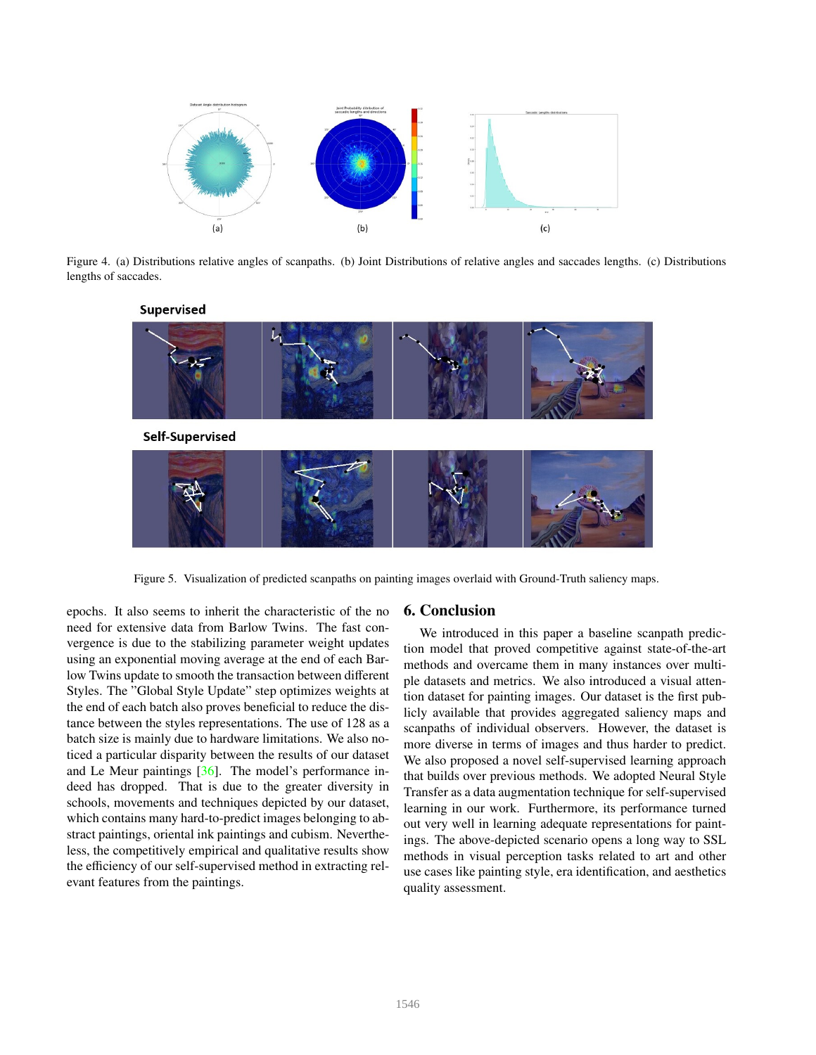Figure 4. (a) Distributions relative angles of scanpaths. (b) Joint Distributions of relative angles and saccades lengths. (c) Distributions lengths of saccades.

Figure 5. Visualization of predicted scanpaths on painting images overlaid with Ground-Truth saliency maps.

epochs. It also seems to inherit the characteristic of the no need for extensive data from Barlow Twins. The fast convergence is due to the stabilizing parameter weight updates using an exponential moving average at the end of each Barlow Twins update to smooth the transaction between different Styles. The "Global Style Update" step optimizes weights at the end of each batch also proves beneficial to reduce the distance between the styles representations. The use of 128 as a batch size is mainly due to hardware limitations. We also noticed a particular disparity between the results of our dataset and Le Meur paintings [36]. The model's performance indeed has dropped. That is due to the greater diversity in schools, movements and techniques depicted by our dataset, which contains many hard-to-predict images belonging to abstract paintings, oriental ink paintings and cubism. Nevertheless, the competitively empirical and qualitative results show the efficiency of our self-supervised method in extracting relevant features from the paintings.

## 6. Conclusion

We introduced in this paper a baseline scanpath prediction model that proved competitive against state-of-the-art methods and overcame them in many instances over multiple datasets and metrics. We also introduced a visual attention dataset for painting images. Our dataset is the first publicly available that provides aggregated saliency maps and scanpaths of individual observers. However, the dataset is more diverse in terms of images and thus harder to predict. We also proposed a novel self-supervised learning approach that builds over previous methods. We adopted Neural Style Transfer as a data augmentation technique for self-supervised learning in our work. Furthermore, its performance turned out very well in learning adequate representations for paintings. The above-depicted scenario opens a long way to SSL methods in visual perception tasks related to art and other use cases like painting style, era identification, and aesthetics quality assessment.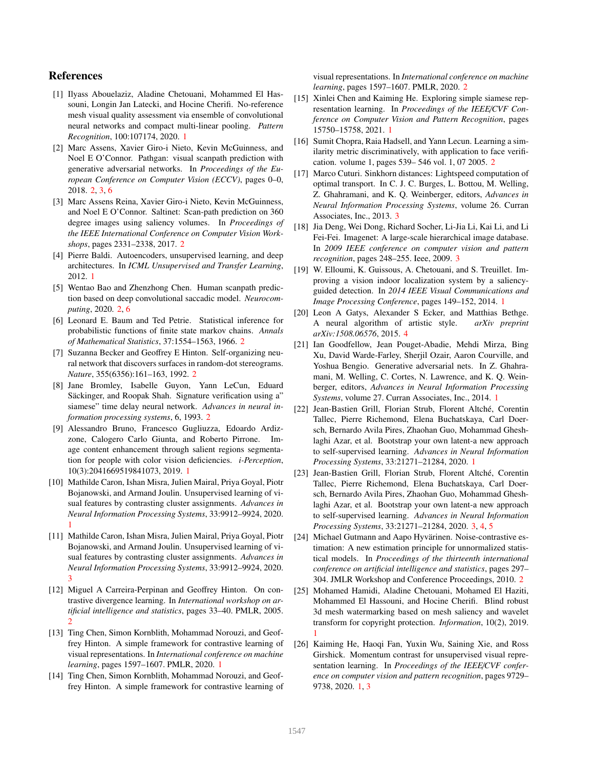## References

[1] Ilyass Abouelaziz, Aladine Chetouani, Mohammed El Hassouni, Longin Jan Latecki, and Hocine Cherifi. No-reference mesh visual quality assessment via ensemble of convolutional neural networks and compact multi-linear pooling. *Pattern Recognition*, 100:107174, 2020. 1

[2] Marc Assens, Xavier Giro-i Nieto, Kevin McGuinness, and Noel E O'Connor. Pathgan: visual scanpath prediction with generative adversarial networks. In *Proceedings of the European Conference on Computer Vision (ECCV)*, pages 0–0, 2018. 2, 3, 6

[3] Marc Assens Reina, Xavier Giro-i Nieto, Kevin McGuinness, and Noel E O'Connor. Saltinet: Scan-path prediction on 360 degree images using saliency volumes. In *Proceedings of the IEEE International Conference on Computer Vision Workshops*, pages 2331–2338, 2017. 2

[4] Pierre Baldi. Autoencoders, unsupervised learning, and deep architectures. In *ICML Unsupervised and Transfer Learning*, 2012. 1

[5] Wentao Bao and Zhenzhong Chen. Human scanpath prediction based on deep convolutional saccadic model. *Neurocomputing*, 2020. 2, 6

[6] Leonard E. Baum and Ted Petrie. Statistical inference for probabilistic functions of finite state markov chains. *Annals of Mathematical Statistics*, 37:1554–1563, 1966. 2

[7] Suzanna Becker and Geoffrey E Hinton. Self-organizing neural network that discovers surfaces in random-dot stereograms. *Nature*, 355(6356):161–163, 1992. 2

[8] Jane Bromley, Isabelle Guyon, Yann LeCun, Eduard Säckinger, and Roopak Shah. Signature verification using a" siamese" time delay neural network. *Advances in neural information processing systems*, 6, 1993. 2

[9] Alessandro Bruno, Francesco Gugliuzza, Edoardo Ardizzone, Calogero Carlo Giunta, and Roberto Pirrone. Image content enhancement through salient regions segmentation for people with color vision deficiencies. *i-Perception*, 10(3):2041669519841073, 2019. 1

[10] Mathilde Caron, Ishan Misra, Julien Mairal, Priya Goyal, Piotr Bojanowski, and Armand Joulin. Unsupervised learning of visual features by contrasting cluster assignments. *Advances in Neural Information Processing Systems*, 33:9912–9924, 2020. 1

[11] Mathilde Caron, Ishan Misra, Julien Mairal, Priya Goyal, Piotr Bojanowski, and Armand Joulin. Unsupervised learning of visual features by contrasting cluster assignments. *Advances in Neural Information Processing Systems*, 33:9912–9924, 2020. 3

[12] Miguel A Carreira-Perpinan and Geoffrey Hinton. On contrastive divergence learning. In *International workshop on artificial intelligence and statistics*, pages 33–40. PMLR, 2005. 2

[13] Ting Chen, Simon Kornblith, Mohammad Norouzi, and Geoffrey Hinton. A simple framework for contrastive learning of visual representations. In *International conference on machine learning*, pages 1597–1607. PMLR, 2020. 1

[14] Ting Chen, Simon Kornblith, Mohammad Norouzi, and Geoffrey Hinton. A simple framework for contrastive learning of visual representations. In *International conference on machine learning*, pages 1597–1607. PMLR, 2020. 2

[15] Xinlei Chen and Kaiming He. Exploring simple siamese representation learning. In *Proceedings of the IEEE/CVF Conference on Computer Vision and Pattern Recognition*, pages 15750–15758, 2021. 1

[16] Sumit Chopra, Raia Hadsell, and Yann Lecun. Learning a similarity metric discriminatively, with application to face verification. volume 1, pages 539– 546 vol. 1, 07 2005. 2

[17] Marco Cuturi. Sinkhorn distances: Lightspeed computation of optimal transport. In C. J. C. Burges, L. Bottou, M. Welling, Z. Ghahramani, and K. Q. Weinberger, editors, *Advances in Neural Information Processing Systems*, volume 26. Curran Associates, Inc., 2013. 3

[18] Jia Deng, Wei Dong, Richard Socher, Li-Jia Li, Kai Li, and Li Fei-Fei. Imagenet: A large-scale hierarchical image database. In *2009 IEEE conference on computer vision and pattern recognition*, pages 248–255. Ieee, 2009. 3

[19] W. Elloumi, K. Guissous, A. Chetouani, and S. Treuillet. Improving a vision indoor localization system by a saliency-guided detection. In *2014 IEEE Visual Communications and Image Processing Conference*, pages 149–152, 2014. 1

[20] Leon A Gatys, Alexander S Ecker, and Matthias Bethge. A neural algorithm of artistic style. *arXiv preprint arXiv:1508.06576*, 2015. 4

[21] Ian Goodfellow, Jean Pouget-Abadie, Mehdi Mirza, Bing Xu, David Warde-Farley, Sherjil Ozair, Aaron Courville, and Yoshua Bengio. Generative adversarial nets. In Z. Ghahramani, M. Welling, C. Cortes, N. Lawrence, and K. Q. Weinberger, editors, *Advances in Neural Information Processing Systems*, volume 27. Curran Associates, Inc., 2014. 1

[22] Jean-Bastien Grill, Florian Strub, Florent Altché, Corentin Tallec, Pierre Richemond, Elena Buchatskaya, Carl Doersch, Bernardo Avila Pires, Zhaohan Guo, Mohammad Gheshlaghi Azar, et al. Bootstrap your own latent-a new approach to self-supervised learning. *Advances in Neural Information Processing Systems*, 33:21271–21284, 2020. 1

[23] Jean-Bastien Grill, Florian Strub, Florent Altché, Corentin Tallec, Pierre Richemond, Elena Buchatskaya, Carl Doersch, Bernardo Avila Pires, Zhaohan Guo, Mohammad Gheshlaghi Azar, et al. Bootstrap your own latent-a new approach to self-supervised learning. *Advances in Neural Information Processing Systems*, 33:21271–21284, 2020. 3, 4, 5

[24] Michael Gutmann and Aapo Hyvärinen. Noise-contrastive estimation: A new estimation principle for unnormalized statistical models. In *Proceedings of the thirteenth international conference on artificial intelligence and statistics*, pages 297–304. JMLR Workshop and Conference Proceedings, 2010. 2

[25] Mohamed Hamidi, Aladine Chetouani, Mohamed El Haziti, Mohammed El Hassouni, and Hocine Cherifi. Blind robust 3d mesh watermarking based on mesh saliency and wavelet transform for copyright protection. *Information*, 10(2), 2019. 1

[26] Kaiming He, Haoqi Fan, Yuxin Wu, Saining Xie, and Ross Girshick. Momentum contrast for unsupervised visual representation learning. In *Proceedings of the IEEE/CVF conference on computer vision and pattern recognition*, pages 9729–9738, 2020. 1, 3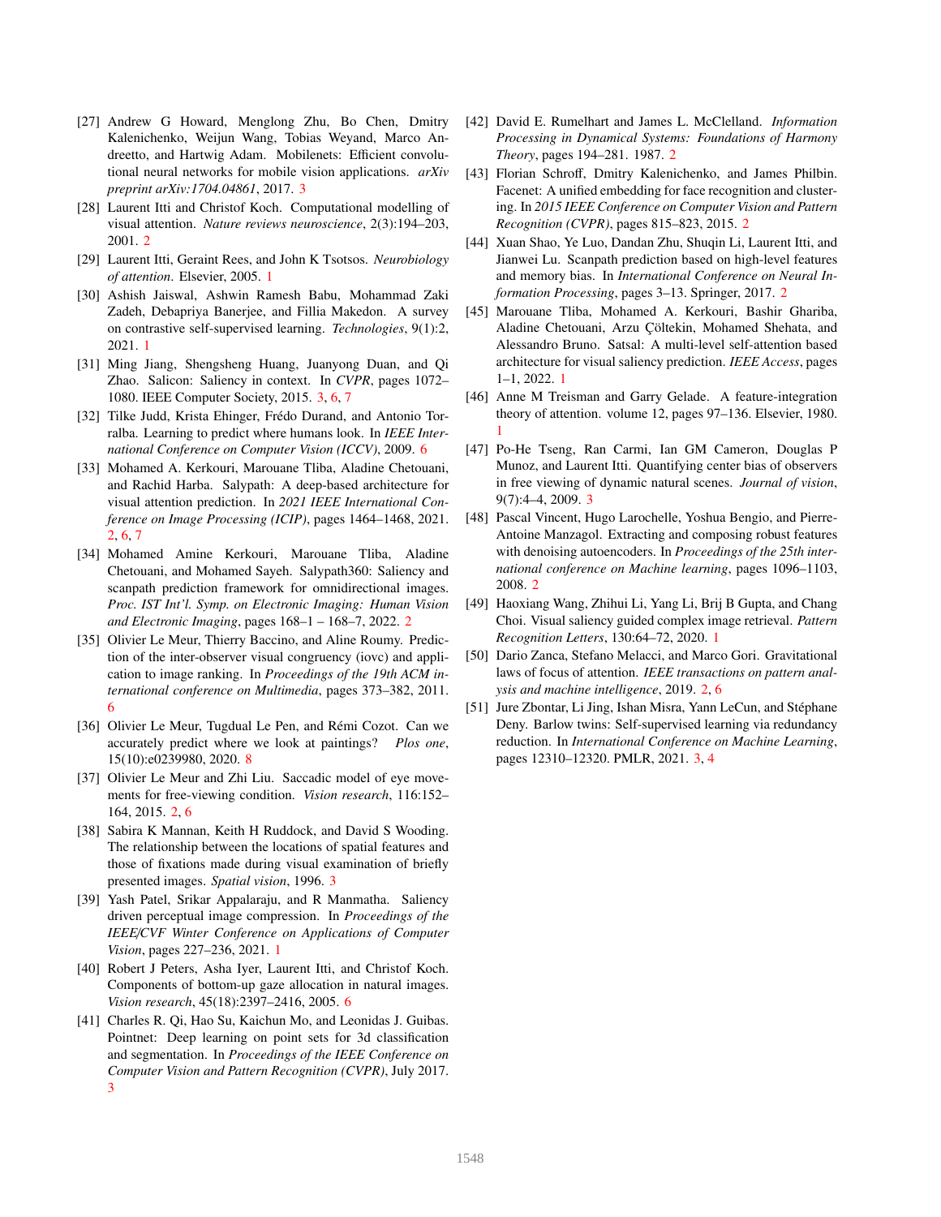[27] Andrew G Howard, Menglong Zhu, Bo Chen, Dmitry Kalenichenko, Weijun Wang, Tobias Weyand, Marco Andreetto, and Hartwig Adam. Mobilenets: Efficient convolutional neural networks for mobile vision applications. *arXiv preprint arXiv:1704.04861*, 2017. 3

[28] Laurent Itti and Christof Koch. Computational modelling of visual attention. *Nature reviews neuroscience*, 2(3):194–203, 2001. 2

[29] Laurent Itti, Geraint Rees, and John K Tsotsos. *Neurobiology of attention*. Elsevier, 2005. 1

[30] Ashish Jaiswal, Ashwin Ramesh Babu, Mohammad Zaki Zadeh, Debapriya Banerjee, and Fillia Makedon. A survey on contrastive self-supervised learning. *Technologies*, 9(1):2, 2021. 1

[31] Ming Jiang, Shengsheng Huang, Juanyong Duan, and Qi Zhao. Salicon: Saliency in context. In *CVPR*, pages 1072–1080. IEEE Computer Society, 2015. 3, 6, 7

[32] Tilke Judd, Krista Ehinger, Frédo Durand, and Antonio Torralba. Learning to predict where humans look. In *IEEE International Conference on Computer Vision (ICCV)*, 2009. 6

[33] Mohamed A. Kerkouri, Marouane Tliba, Aladine Chetouani, and Rachid Harba. Salypath: A deep-based architecture for visual attention prediction. In *2021 IEEE International Conference on Image Processing (ICIP)*, pages 1464–1468, 2021. 2, 6, 7

[34] Mohamed Amine Kerkouri, Marouane Tliba, Aladine Chetouani, and Mohamed Sayeh. Salypath360: Saliency and scanpath prediction framework for omnidirectional images. *Proc. IST Int'l. Symp. on Electronic Imaging: Human Vision and Electronic Imaging*, pages 168–1 – 168–7, 2022. 2

[35] Olivier Le Meur, Thierry Baccino, and Aline Roumy. Prediction of the inter-observer visual congruency (iovc) and application to image ranking. In *Proceedings of the 19th ACM international conference on Multimedia*, pages 373–382, 2011. 6

[36] Olivier Le Meur, Tugdual Le Pen, and Rémi Cozot. Can we accurately predict where we look at paintings? *Plos one*, 15(10):e0239980, 2020. 8

[37] Olivier Le Meur and Zhi Liu. Saccadic model of eye movements for free-viewing condition. *Vision research*, 116:152–164, 2015. 2, 6

[38] Sabira K Mannan, Keith H Ruddock, and David S Wooding. The relationship between the locations of spatial features and those of fixations made during visual examination of briefly presented images. *Spatial vision*, 1996. 3

[39] Yash Patel, Srikar Appalaraju, and R Manmatha. Saliency driven perceptual image compression. In *Proceedings of the IEEE/CVF Winter Conference on Applications of Computer Vision*, pages 227–236, 2021. 1

[40] Robert J Peters, Asha Iyer, Laurent Itti, and Christof Koch. Components of bottom-up gaze allocation in natural images. *Vision research*, 45(18):2397–2416, 2005. 6

[41] Charles R. Qi, Hao Su, Kaichun Mo, and Leonidas J. Guibas. Pointnet: Deep learning on point sets for 3d classification and segmentation. In *Proceedings of the IEEE Conference on Computer Vision and Pattern Recognition (CVPR)*, July 2017. 3

[42] David E. Rumelhart and James L. McClelland. *Information Processing in Dynamical Systems: Foundations of Harmony Theory*, pages 194–281. 1987. 2

[43] Florian Schroff, Dmitry Kalenichenko, and James Philbin. Facenet: A unified embedding for face recognition and clustering. In *2015 IEEE Conference on Computer Vision and Pattern Recognition (CVPR)*, pages 815–823, 2015. 2

[44] Xuan Shao, Ye Luo, Dandan Zhu, Shuqin Li, Laurent Itti, and Jianwei Lu. Scanpath prediction based on high-level features and memory bias. In *International Conference on Neural Information Processing*, pages 3–13. Springer, 2017. 2

[45] Marouane Tliba, Mohamed A. Kerkouri, Bashir Ghariba, Aladine Chetouani, Arzu Çöltekin, Mohamed Shehata, and Alessandro Bruno. Satsal: A multi-level self-attention based architecture for visual saliency prediction. *IEEE Access*, pages 1–1, 2022. 1

[46] Anne M Treisman and Garry Gelade. A feature-integration theory of attention. volume 12, pages 97–136. Elsevier, 1980. 1

[47] Po-He Tseng, Ran Carmi, Ian GM Cameron, Douglas P Munoz, and Laurent Itti. Quantifying center bias of observers in free viewing of dynamic natural scenes. *Journal of vision*, 9(7):4–4, 2009. 3

[48] Pascal Vincent, Hugo Larochelle, Yoshua Bengio, and Pierre-Antoine Manzagol. Extracting and composing robust features with denoising autoencoders. In *Proceedings of the 25th international conference on Machine learning*, pages 1096–1103, 2008. 2

[49] Haoxiang Wang, Zhihui Li, Yang Li, Brij B Gupta, and Chang Choi. Visual saliency guided complex image retrieval. *Pattern Recognition Letters*, 130:64–72, 2020. 1

[50] Dario Zanca, Stefano Melacci, and Marco Gori. Gravitational laws of focus of attention. *IEEE transactions on pattern analysis and machine intelligence*, 2019. 2, 6

[51] Jure Zbontar, Li Jing, Ishan Misra, Yann LeCun, and Stéphane Deny. Barlow twins: Self-supervised learning via redundancy reduction. In *International Conference on Machine Learning*, pages 12310–12320. PMLR, 2021. 3, 4